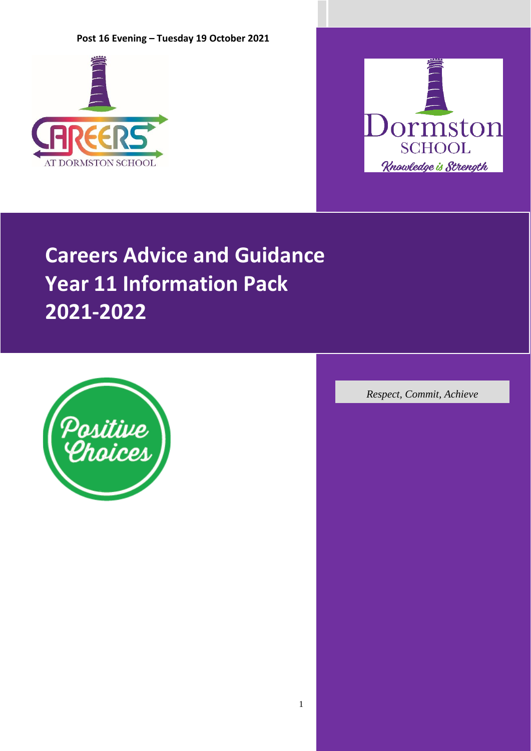**Post 16 Evening – Tuesday 19 October 2021**

CAREERS AT DORMSTON SCHOOL

Dormston SCHOOL

*Knowledge is Strength*

# Careers Advice and Guidance Year 11 Information Pack 2021-2022

Positive Choices

*Respect, Commit, Achieve*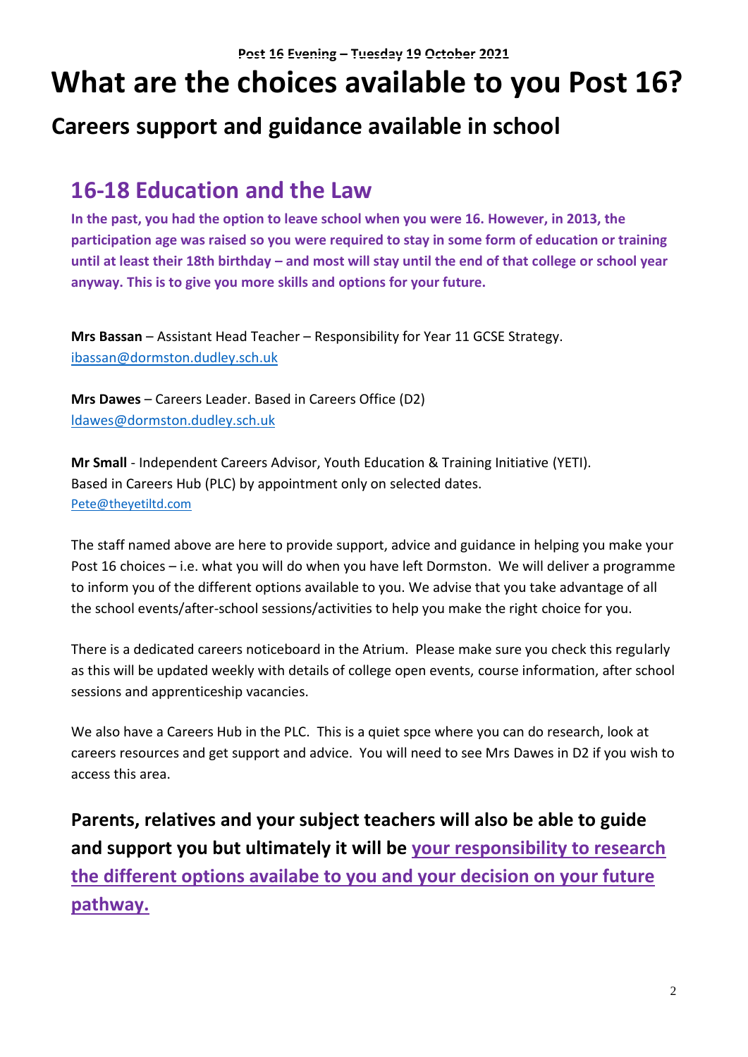Post 16 Evening – Tuesday 19 October 2021

# What are the choices available to you Post 16?

## Careers support and guidance available in school

## 16-18 Education and the Law

**In the past, you had the option to leave school when you were 16. However, in 2013, the participation age was raised so you were required to stay in some form of education or training until at least their 18th birthday – and most will stay until the end of that college or school year anyway. This is to give you more skills and options for your future.**

**Mrs Bassan** – Assistant Head Teacher – Responsibility for Year 11 GCSE Strategy.
ibassan@dormston.dudley.sch.uk

**Mrs Dawes** – Careers Leader. Based in Careers Office (D2)
ldawes@dormston.dudley.sch.uk

**Mr Small** - Independent Careers Advisor, Youth Education & Training Initiative (YETI).
Based in Careers Hub (PLC) by appointment only on selected dates.
Pete@theyetiltd.com

The staff named above are here to provide support, advice and guidance in helping you make your Post 16 choices – i.e. what you will do when you have left Dormston. We will deliver a programme to inform you of the different options available to you. We advise that you take advantage of all the school events/after-school sessions/activities to help you make the right choice for you.

There is a dedicated careers noticeboard in the Atrium. Please make sure you check this regularly as this will be updated weekly with details of college open events, course information, after school sessions and apprenticeship vacancies.

We also have a Careers Hub in the PLC. This is a quiet spce where you can do research, look at careers resources and get support and advice. You will need to see Mrs Dawes in D2 if you wish to access this area.

**Parents, relatives and your subject teachers will also be able to guide and support you but ultimately it will be your responsibility to research the different options availabe to you and your decision on your future pathway.**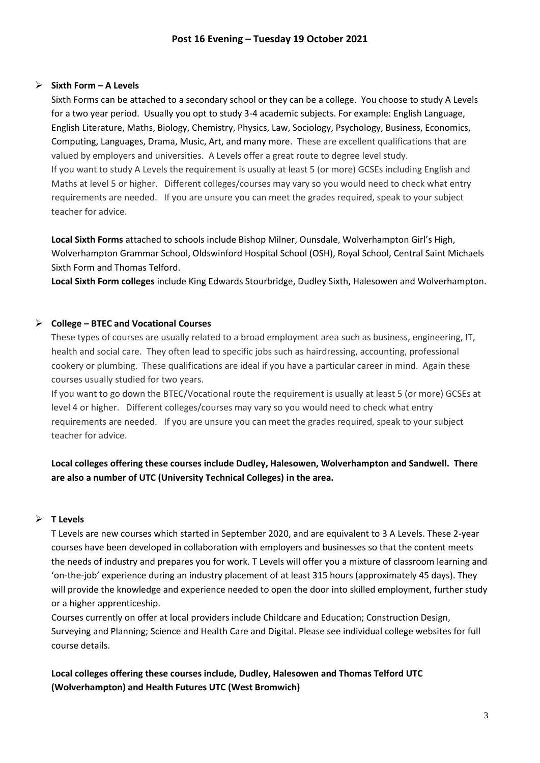# Post 16 Evening – Tuesday 19 October 2021

- **Sixth Form – A Levels**

  Sixth Forms can be attached to a secondary school or they can be a college. You choose to study A Levels for a two year period. Usually you opt to study 3-4 academic subjects. For example: English Language, English Literature, Maths, Biology, Chemistry, Physics, Law, Sociology, Psychology, Business, Economics, Computing, Languages, Drama, Music, Art, and many more. These are excellent qualifications that are valued by employers and universities. A Levels offer a great route to degree level study.

  If you want to study A Levels the requirement is usually at least 5 (or more) GCSEs including English and Maths at level 5 or higher. Different colleges/courses may vary so you would need to check what entry requirements are needed. If you are unsure you can meet the grades required, speak to your subject teacher for advice.

  **Local Sixth Forms** attached to schools include Bishop Milner, Ounsdale, Wolverhampton Girl's High, Wolverhampton Grammar School, Oldswinford Hospital School (OSH), Royal School, Central Saint Michaels Sixth Form and Thomas Telford.

  **Local Sixth Form colleges** include King Edwards Stourbridge, Dudley Sixth, Halesowen and Wolverhampton.

- **College – BTEC and Vocational Courses**

  These types of courses are usually related to a broad employment area such as business, engineering, IT, health and social care. They often lead to specific jobs such as hairdressing, accounting, professional cookery or plumbing. These qualifications are ideal if you have a particular career in mind. Again these courses usually studied for two years.

  If you want to go down the BTEC/Vocational route the requirement is usually at least 5 (or more) GCSEs at level 4 or higher. Different colleges/courses may vary so you would need to check what entry requirements are needed. If you are unsure you can meet the grades required, speak to your subject teacher for advice.

  **Local colleges offering these courses include Dudley, Halesowen, Wolverhampton and Sandwell. There are also a number of UTC (University Technical Colleges) in the area.**

- **T Levels**

  T Levels are new courses which started in September 2020, and are equivalent to 3 A Levels. These 2-year courses have been developed in collaboration with employers and businesses so that the content meets the needs of industry and prepares you for work. T Levels will offer you a mixture of classroom learning and 'on-the-job' experience during an industry placement of at least 315 hours (approximately 45 days). They will provide the knowledge and experience needed to open the door into skilled employment, further study or a higher apprenticeship.

  Courses currently on offer at local providers include Childcare and Education; Construction Design, Surveying and Planning; Science and Health Care and Digital. Please see individual college websites for full course details.

  **Local colleges offering these courses include, Dudley, Halesowen and Thomas Telford UTC (Wolverhampton) and Health Futures UTC (West Bromwich)**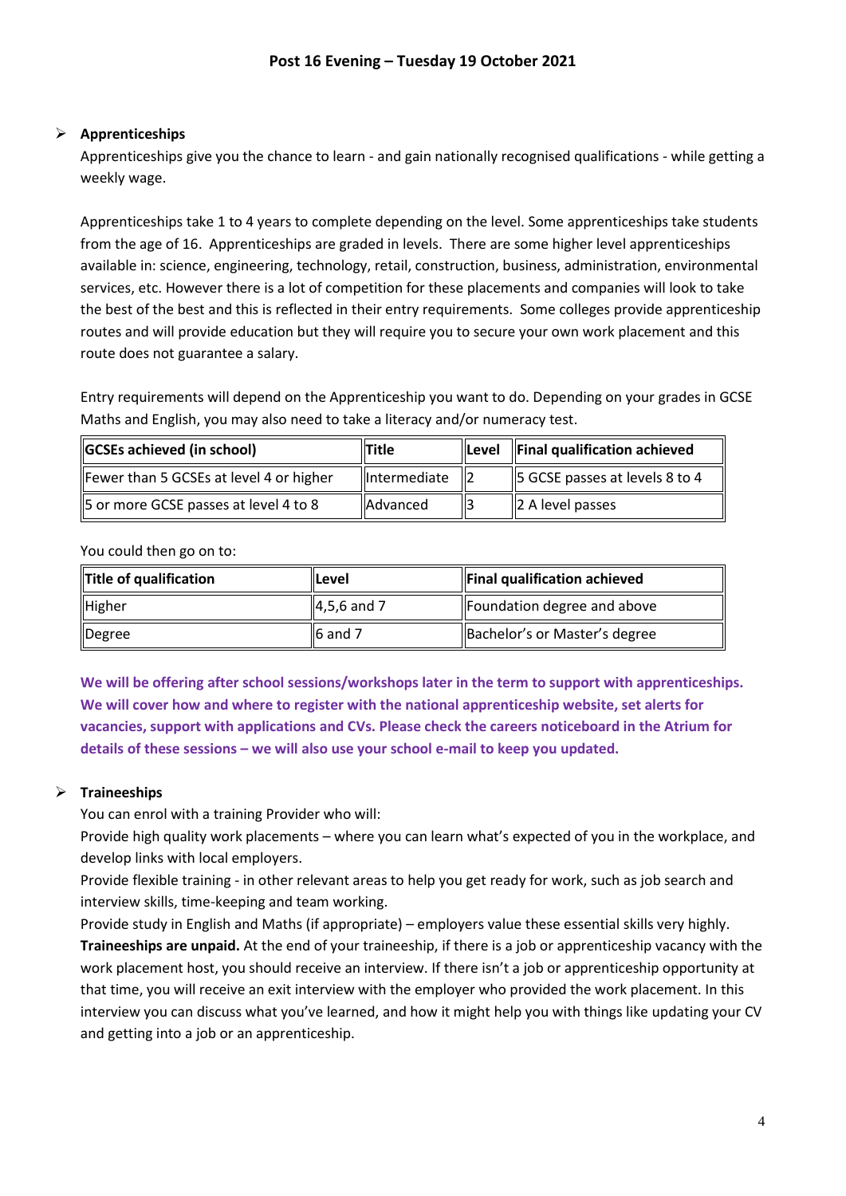## Post 16 Evening – Tuesday 19 October 2021

- **Apprenticeships**

Apprenticeships give you the chance to learn - and gain nationally recognised qualifications - while getting a weekly wage.

Apprenticeships take 1 to 4 years to complete depending on the level. Some apprenticeships take students from the age of 16. Apprenticeships are graded in levels. There are some higher level apprenticeships available in: science, engineering, technology, retail, construction, business, administration, environmental services, etc. However there is a lot of competition for these placements and companies will look to take the best of the best and this is reflected in their entry requirements. Some colleges provide apprenticeship routes and will provide education but they will require you to secure your own work placement and this route does not guarantee a salary.

Entry requirements will depend on the Apprenticeship you want to do. Depending on your grades in GCSE Maths and English, you may also need to take a literacy and/or numeracy test.

| GCSEs achieved (in school) | Title | Level | Final qualification achieved |
|---|---|---|---|
| Fewer than 5 GCSEs at level 4 or higher | Intermediate | 2 | 5 GCSE passes at levels 8 to 4 |
| 5 or more GCSE passes at level 4 to 8 | Advanced | 3 | 2 A level passes |

You could then go on to:

| Title of qualification | Level | Final qualification achieved |
|---|---|---|
| Higher | 4,5,6 and 7 | Foundation degree and above |
| Degree | 6 and 7 | Bachelor's or Master's degree |

**We will be offering after school sessions/workshops later in the term to support with apprenticeships. We will cover how and where to register with the national apprenticeship website, set alerts for vacancies, support with applications and CVs. Please check the careers noticeboard in the Atrium for details of these sessions – we will also use your school e-mail to keep you updated.**

- **Traineeships**

You can enrol with a training Provider who will:

Provide high quality work placements – where you can learn what's expected of you in the workplace, and develop links with local employers.

Provide flexible training - in other relevant areas to help you get ready for work, such as job search and interview skills, time-keeping and team working.

Provide study in English and Maths (if appropriate) – employers value these essential skills very highly.

**Traineeships are unpaid.** At the end of your traineeship, if there is a job or apprenticeship vacancy with the work placement host, you should receive an interview. If there isn't a job or apprenticeship opportunity at that time, you will receive an exit interview with the employer who provided the work placement. In this interview you can discuss what you've learned, and how it might help you with things like updating your CV and getting into a job or an apprenticeship.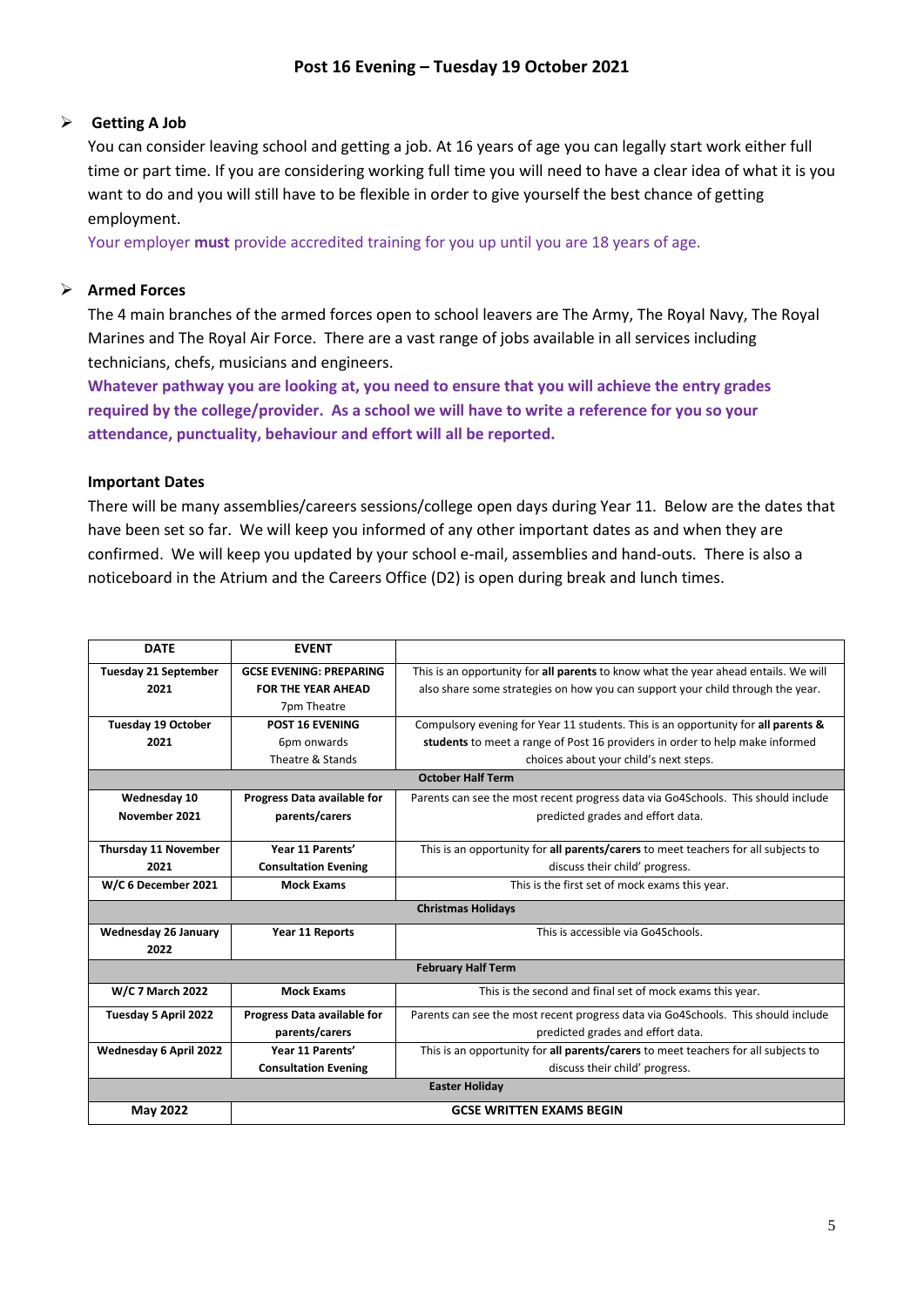## Post 16 Evening – Tuesday 19 October 2021

- **Getting A Job**

  You can consider leaving school and getting a job. At 16 years of age you can legally start work either full time or part time. If you are considering working full time you will need to have a clear idea of what it is you want to do and you will still have to be flexible in order to give yourself the best chance of getting employment.

  Your employer **must** provide accredited training for you up until you are 18 years of age.

- **Armed Forces**

  The 4 main branches of the armed forces open to school leavers are The Army, The Royal Navy, The Royal Marines and The Royal Air Force. There are a vast range of jobs available in all services including technicians, chefs, musicians and engineers.

  **Whatever pathway you are looking at, you need to ensure that you will achieve the entry grades required by the college/provider. As a school we will have to write a reference for you so your attendance, punctuality, behaviour and effort will all be reported.**

**Important Dates**

There will be many assemblies/careers sessions/college open days during Year 11. Below are the dates that have been set so far. We will keep you informed of any other important dates as and when they are confirmed. We will keep you updated by your school e-mail, assemblies and hand-outs. There is also a noticeboard in the Atrium and the Careers Office (D2) is open during break and lunch times.

| DATE | EVENT | |
|---|---|---|
| **Tuesday 21 September 2021** | **GCSE EVENING: PREPARING FOR THE YEAR AHEAD** 7pm Theatre | This is an opportunity for **all parents** to know what the year ahead entails. We will also share some strategies on how you can support your child through the year. |
| **Tuesday 19 October 2021** | **POST 16 EVENING** 6pm onwards Theatre & Stands | Compulsory evening for Year 11 students. This is an opportunity for **all parents & students** to meet a range of Post 16 providers in order to help make informed choices about your child's next steps. |
| | **October Half Term** | |
| **Wednesday 10 November 2021** | **Progress Data available for parents/carers** | Parents can see the most recent progress data via Go4Schools. This should include predicted grades and effort data. |
| **Thursday 11 November 2021** | **Year 11 Parents' Consultation Evening** | This is an opportunity for **all parents/carers** to meet teachers for all subjects to discuss their child' progress. |
| **W/C 6 December 2021** | **Mock Exams** | This is the first set of mock exams this year. |
| | **Christmas Holidays** | |
| **Wednesday 26 January 2022** | **Year 11 Reports** | This is accessible via Go4Schools. |
| | **February Half Term** | |
| **W/C 7 March 2022** | **Mock Exams** | This is the second and final set of mock exams this year. |
| **Tuesday 5 April 2022** | **Progress Data available for parents/carers** | Parents can see the most recent progress data via Go4Schools. This should include predicted grades and effort data. |
| **Wednesday 6 April 2022** | **Year 11 Parents' Consultation Evening** | This is an opportunity for **all parents/carers** to meet teachers for all subjects to discuss their child' progress. |
| | **Easter Holiday** | |
| **May 2022** | **GCSE WRITTEN EXAMS BEGIN** | |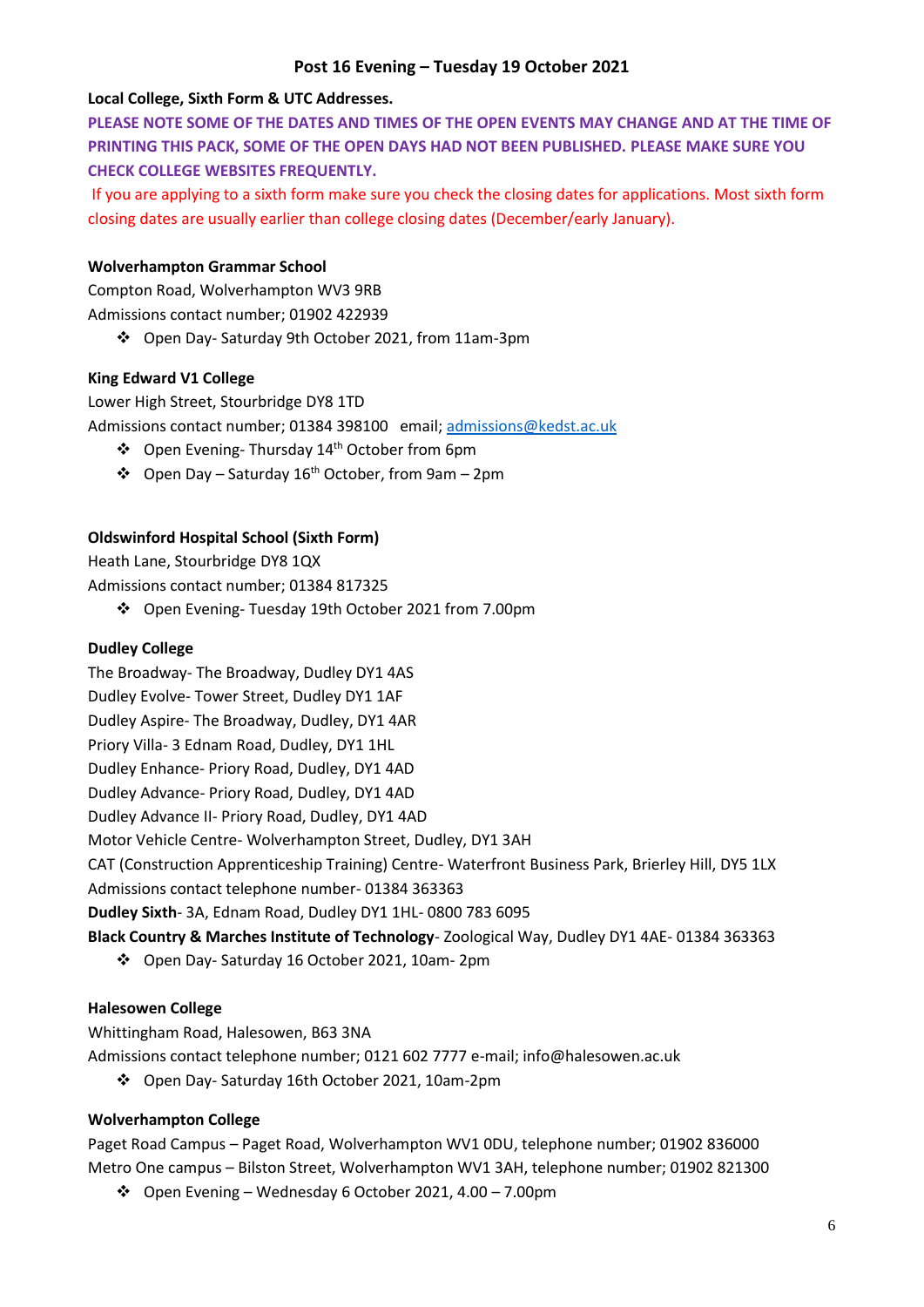## Post 16 Evening – Tuesday 19 October 2021

**Local College, Sixth Form & UTC Addresses.**

**PLEASE NOTE SOME OF THE DATES AND TIMES OF THE OPEN EVENTS MAY CHANGE AND AT THE TIME OF PRINTING THIS PACK, SOME OF THE OPEN DAYS HAD NOT BEEN PUBLISHED. PLEASE MAKE SURE YOU CHECK COLLEGE WEBSITES FREQUENTLY.**

If you are applying to a sixth form make sure you check the closing dates for applications. Most sixth form closing dates are usually earlier than college closing dates (December/early January).

**Wolverhampton Grammar School**

Compton Road, Wolverhampton WV3 9RB
Admissions contact number; 01902 422939

- Open Day- Saturday 9th October 2021, from 11am-3pm

**King Edward V1 College**

Lower High Street, Stourbridge DY8 1TD
Admissions contact number; 01384 398100 email; admissions@kedst.ac.uk

- Open Evening- Thursday 14th October from 6pm
- Open Day – Saturday 16th October, from 9am – 2pm

**Oldswinford Hospital School (Sixth Form)**

Heath Lane, Stourbridge DY8 1QX
Admissions contact number; 01384 817325

- Open Evening- Tuesday 19th October 2021 from 7.00pm

**Dudley College**

The Broadway- The Broadway, Dudley DY1 4AS
Dudley Evolve- Tower Street, Dudley DY1 1AF
Dudley Aspire- The Broadway, Dudley, DY1 4AR
Priory Villa- 3 Ednam Road, Dudley, DY1 1HL
Dudley Enhance- Priory Road, Dudley, DY1 4AD
Dudley Advance- Priory Road, Dudley, DY1 4AD
Dudley Advance II- Priory Road, Dudley, DY1 4AD
Motor Vehicle Centre- Wolverhampton Street, Dudley, DY1 3AH
CAT (Construction Apprenticeship Training) Centre- Waterfront Business Park, Brierley Hill, DY5 1LX
Admissions contact telephone number- 01384 363363
**Dudley Sixth**- 3A, Ednam Road, Dudley DY1 1HL- 0800 783 6095
**Black Country & Marches Institute of Technology**- Zoological Way, Dudley DY1 4AE- 01384 363363

- Open Day- Saturday 16 October 2021, 10am- 2pm

**Halesowen College**

Whittingham Road, Halesowen, B63 3NA
Admissions contact telephone number; 0121 602 7777 e-mail; info@halesowen.ac.uk

- Open Day- Saturday 16th October 2021, 10am-2pm

**Wolverhampton College**

Paget Road Campus – Paget Road, Wolverhampton WV1 0DU, telephone number; 01902 836000
Metro One campus – Bilston Street, Wolverhampton WV1 3AH, telephone number; 01902 821300

- Open Evening – Wednesday 6 October 2021, 4.00 – 7.00pm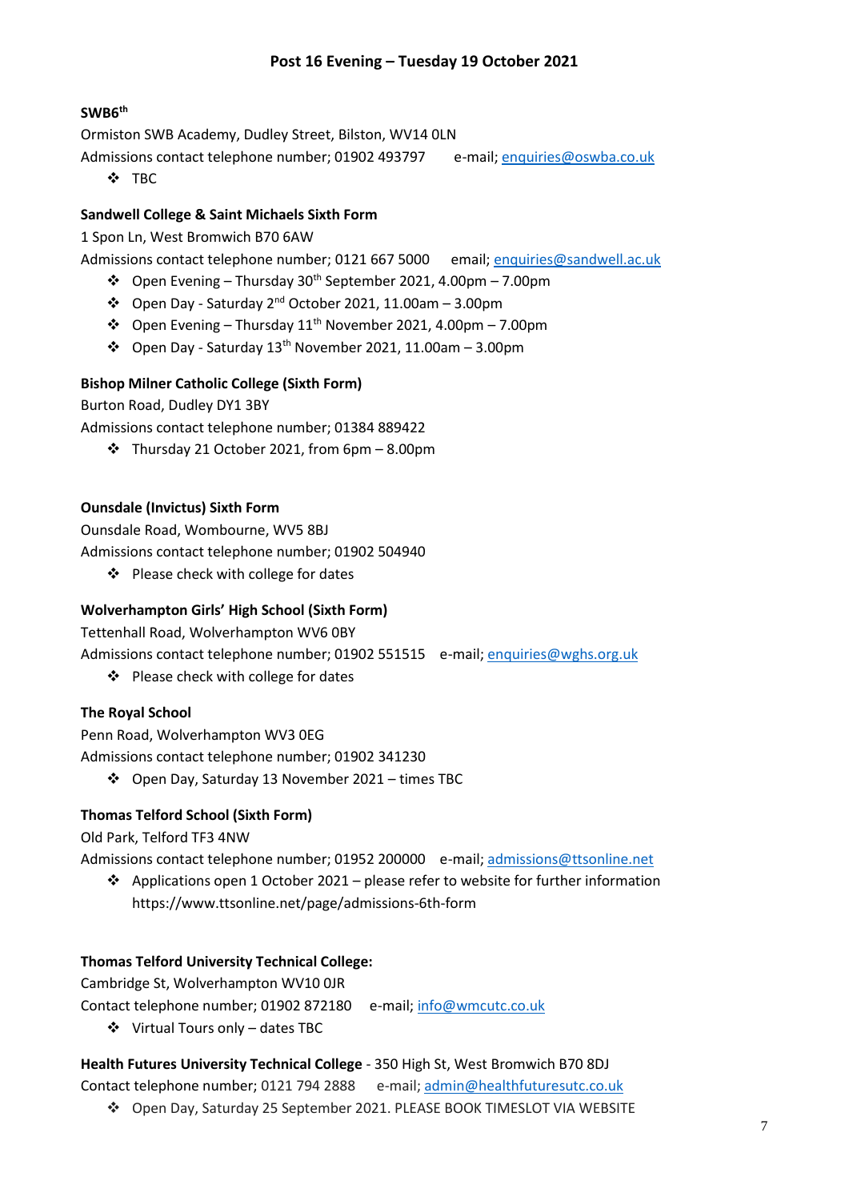# Post 16 Evening – Tuesday 19 October 2021

**SWB6th**

Ormiston SWB Academy, Dudley Street, Bilston, WV14 0LN

Admissions contact telephone number; 01902 493797 e-mail; enquiries@oswba.co.uk

- TBC

**Sandwell College & Saint Michaels Sixth Form**

1 Spon Ln, West Bromwich B70 6AW

Admissions contact telephone number; 0121 667 5000 email; enquiries@sandwell.ac.uk

- Open Evening – Thursday 30th September 2021, 4.00pm – 7.00pm
- Open Day - Saturday 2nd October 2021, 11.00am – 3.00pm
- Open Evening – Thursday 11th November 2021, 4.00pm – 7.00pm
- Open Day - Saturday 13th November 2021, 11.00am – 3.00pm

**Bishop Milner Catholic College (Sixth Form)**

Burton Road, Dudley DY1 3BY

Admissions contact telephone number; 01384 889422

- Thursday 21 October 2021, from 6pm – 8.00pm

**Ounsdale (Invictus) Sixth Form**

Ounsdale Road, Wombourne, WV5 8BJ

Admissions contact telephone number; 01902 504940

- Please check with college for dates

**Wolverhampton Girls' High School (Sixth Form)**

Tettenhall Road, Wolverhampton WV6 0BY

Admissions contact telephone number; 01902 551515 e-mail; enquiries@wghs.org.uk

- Please check with college for dates

**The Royal School**

Penn Road, Wolverhampton WV3 0EG

Admissions contact telephone number; 01902 341230

- Open Day, Saturday 13 November 2021 – times TBC

**Thomas Telford School (Sixth Form)**

Old Park, Telford TF3 4NW

Admissions contact telephone number; 01952 200000 e-mail; admissions@ttsonline.net

- Applications open 1 October 2021 – please refer to website for further information https://www.ttsonline.net/page/admissions-6th-form

**Thomas Telford University Technical College:**

Cambridge St, Wolverhampton WV10 0JR

Contact telephone number; 01902 872180 e-mail; info@wmcutc.co.uk

- Virtual Tours only – dates TBC

**Health Futures University Technical College** - 350 High St, West Bromwich B70 8DJ

Contact telephone number; 0121 794 2888 e-mail; admin@healthfuturesutc.co.uk

- Open Day, Saturday 25 September 2021. PLEASE BOOK TIMESLOT VIA WEBSITE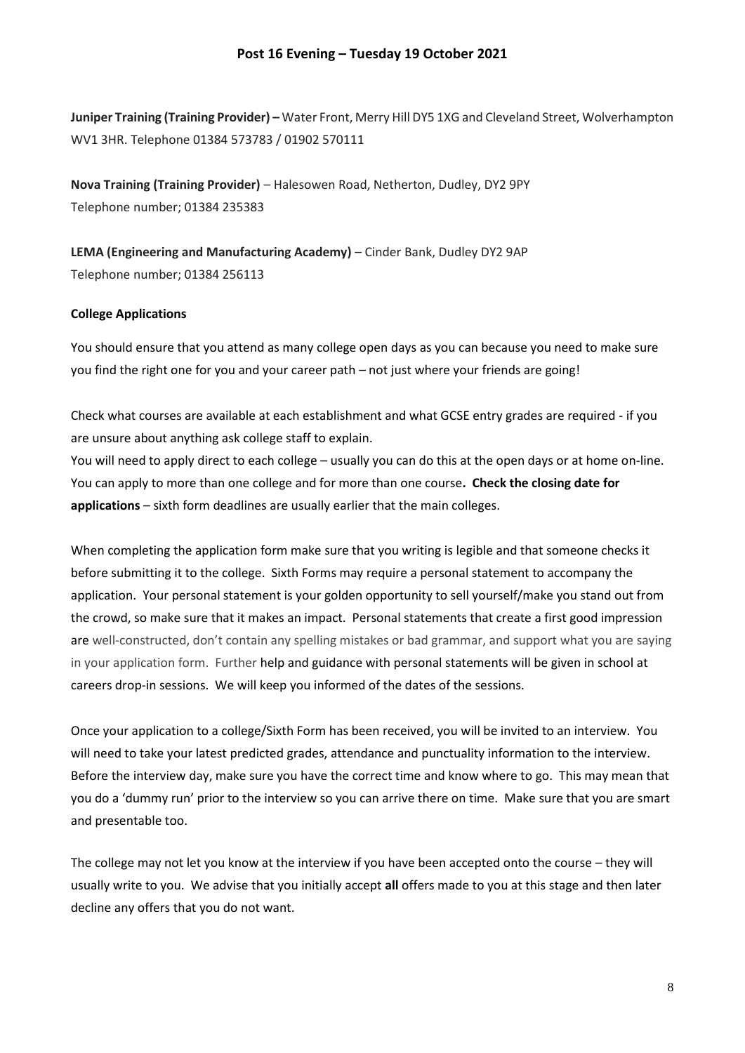**Juniper Training (Training Provider) –** Water Front, Merry Hill DY5 1XG and Cleveland Street, Wolverhampton WV1 3HR. Telephone 01384 573783 / 01902 570111

**Nova Training (Training Provider)** – Halesowen Road, Netherton, Dudley, DY2 9PY
Telephone number; 01384 235383

**LEMA (Engineering and Manufacturing Academy)** – Cinder Bank, Dudley DY2 9AP
Telephone number; 01384 256113

**College Applications**

You should ensure that you attend as many college open days as you can because you need to make sure you find the right one for you and your career path – not just where your friends are going!

Check what courses are available at each establishment and what GCSE entry grades are required - if you are unsure about anything ask college staff to explain.
You will need to apply direct to each college – usually you can do this at the open days or at home on-line. You can apply to more than one college and for more than one course**. Check the closing date for applications** – sixth form deadlines are usually earlier that the main colleges.

When completing the application form make sure that you writing is legible and that someone checks it before submitting it to the college. Sixth Forms may require a personal statement to accompany the application. Your personal statement is your golden opportunity to sell yourself/make you stand out from the crowd, so make sure that it makes an impact. Personal statements that create a first good impression are well-constructed, don't contain any spelling mistakes or bad grammar, and support what you are saying in your application form. Further help and guidance with personal statements will be given in school at careers drop-in sessions. We will keep you informed of the dates of the sessions.

Once your application to a college/Sixth Form has been received, you will be invited to an interview. You will need to take your latest predicted grades, attendance and punctuality information to the interview. Before the interview day, make sure you have the correct time and know where to go. This may mean that you do a 'dummy run' prior to the interview so you can arrive there on time. Make sure that you are smart and presentable too.

The college may not let you know at the interview if you have been accepted onto the course – they will usually write to you. We advise that you initially accept **all** offers made to you at this stage and then later decline any offers that you do not want.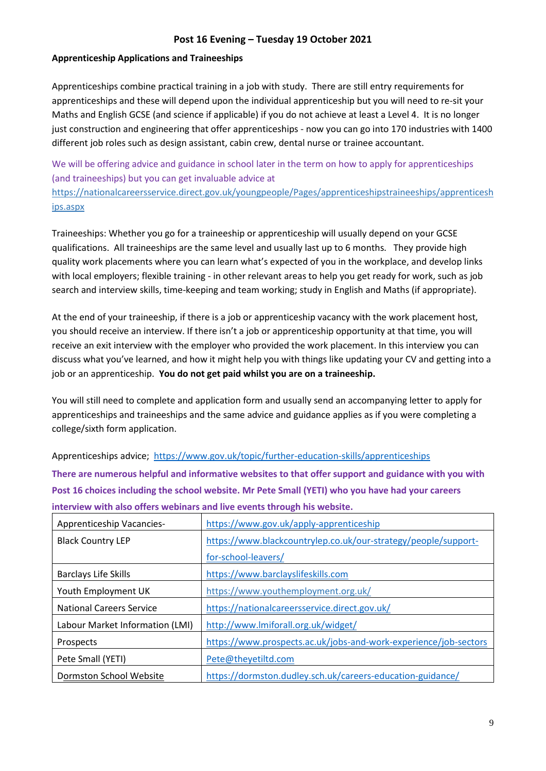## Post 16 Evening – Tuesday 19 October 2021

### Apprenticeship Applications and Traineeships

Apprenticeships combine practical training in a job with study. There are still entry requirements for apprenticeships and these will depend upon the individual apprenticeship but you will need to re-sit your Maths and English GCSE (and science if applicable) if you do not achieve at least a Level 4. It is no longer just construction and engineering that offer apprenticeships - now you can go into 170 industries with 1400 different job roles such as design assistant, cabin crew, dental nurse or trainee accountant.

We will be offering advice and guidance in school later in the term on how to apply for apprenticeships (and traineeships) but you can get invaluable advice at https://nationalcareersservice.direct.gov.uk/youngpeople/Pages/apprenticeshipstraineeships/apprenticeships.aspx

Traineeships: Whether you go for a traineeship or apprenticeship will usually depend on your GCSE qualifications. All traineeships are the same level and usually last up to 6 months. They provide high quality work placements where you can learn what's expected of you in the workplace, and develop links with local employers; flexible training - in other relevant areas to help you get ready for work, such as job search and interview skills, time-keeping and team working; study in English and Maths (if appropriate).

At the end of your traineeship, if there is a job or apprenticeship vacancy with the work placement host, you should receive an interview. If there isn't a job or apprenticeship opportunity at that time, you will receive an exit interview with the employer who provided the work placement. In this interview you can discuss what you've learned, and how it might help you with things like updating your CV and getting into a job or an apprenticeship. **You do not get paid whilst you are on a traineeship.**

You will still need to complete and application form and usually send an accompanying letter to apply for apprenticeships and traineeships and the same advice and guidance applies as if you were completing a college/sixth form application.

Apprenticeships advice; https://www.gov.uk/topic/further-education-skills/apprenticeships

**There are numerous helpful and informative websites to that offer support and guidance with you with Post 16 choices including the school website. Mr Pete Small (YETI) who you have had your careers interview with also offers webinars and live events through his website.**

| | |
|---|---|
| Apprenticeship Vacancies- | https://www.gov.uk/apply-apprenticeship |
| Black Country LEP | https://www.blackcountrylep.co.uk/our-strategy/people/support-for-school-leavers/ |
| Barclays Life Skills | https://www.barclayslifeskills.com |
| Youth Employment UK | https://www.youthemployment.org.uk/ |
| National Careers Service | https://nationalcareersservice.direct.gov.uk/ |
| Labour Market Information (LMI) | http://www.lmiforall.org.uk/widget/ |
| Prospects | https://www.prospects.ac.uk/jobs-and-work-experience/job-sectors |
| Pete Small (YETI) | Pete@theyetiltd.com |
| Dormston School Website | https://dormston.dudley.sch.uk/careers-education-guidance/ |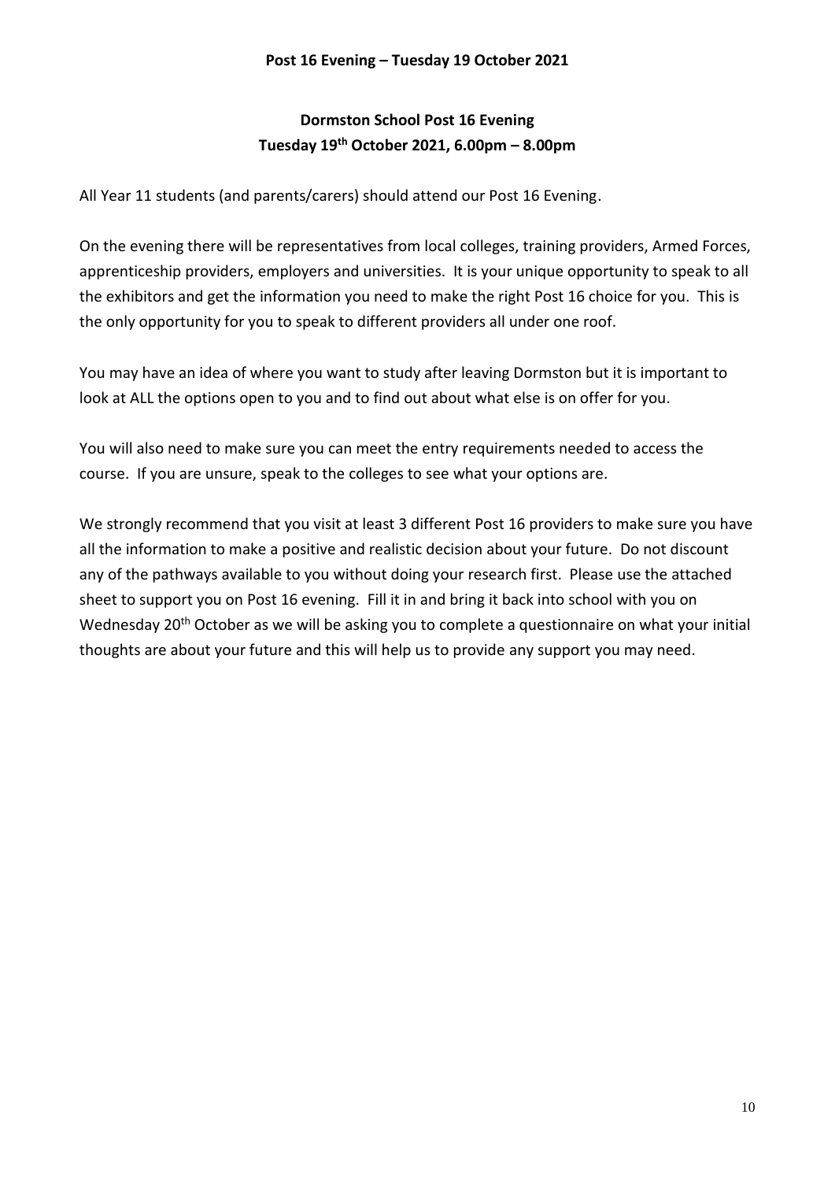**Post 16 Evening – Tuesday 19 October 2021**

## Dormston School Post 16 Evening
## Tuesday 19th October 2021, 6.00pm – 8.00pm

All Year 11 students (and parents/carers) should attend our Post 16 Evening.

On the evening there will be representatives from local colleges, training providers, Armed Forces, apprenticeship providers, employers and universities. It is your unique opportunity to speak to all the exhibitors and get the information you need to make the right Post 16 choice for you. This is the only opportunity for you to speak to different providers all under one roof.

You may have an idea of where you want to study after leaving Dormston but it is important to look at ALL the options open to you and to find out about what else is on offer for you.

You will also need to make sure you can meet the entry requirements needed to access the course. If you are unsure, speak to the colleges to see what your options are.

We strongly recommend that you visit at least 3 different Post 16 providers to make sure you have all the information to make a positive and realistic decision about your future. Do not discount any of the pathways available to you without doing your research first. Please use the attached sheet to support you on Post 16 evening. Fill it in and bring it back into school with you on Wednesday 20th October as we will be asking you to complete a questionnaire on what your initial thoughts are about your future and this will help us to provide any support you may need.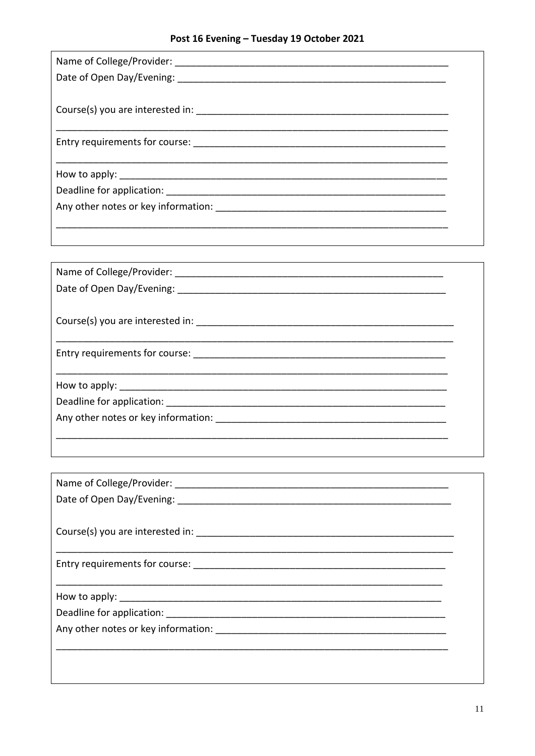## Post 16 Evening – Tuesday 19 October 2021

Name of College/Provider: ____________________________________________________

Date of Open Day/Evening: ___________________________________________________

Course(s) you are interested in: ______________________________________________

_____________________________________________________________________________

Entry requirements for course: _______________________________________________

_____________________________________________________________________________

How to apply: ______________________________________________________________

Deadline for application: ____________________________________________________

Any other notes or key information: __________________________________________

_____________________________________________________________________________

---

Name of College/Provider: ____________________________________________________

Date of Open Day/Evening: ___________________________________________________

Course(s) you are interested in: ______________________________________________

_____________________________________________________________________________

Entry requirements for course: _______________________________________________

_____________________________________________________________________________

How to apply: ______________________________________________________________

Deadline for application: ____________________________________________________

Any other notes or key information: __________________________________________

_____________________________________________________________________________

---

Name of College/Provider: ____________________________________________________

Date of Open Day/Evening: ___________________________________________________

Course(s) you are interested in: ______________________________________________

_____________________________________________________________________________

Entry requirements for course: _______________________________________________

_____________________________________________________________________________

How to apply: ______________________________________________________________

Deadline for application: ____________________________________________________

Any other notes or key information: __________________________________________

_____________________________________________________________________________